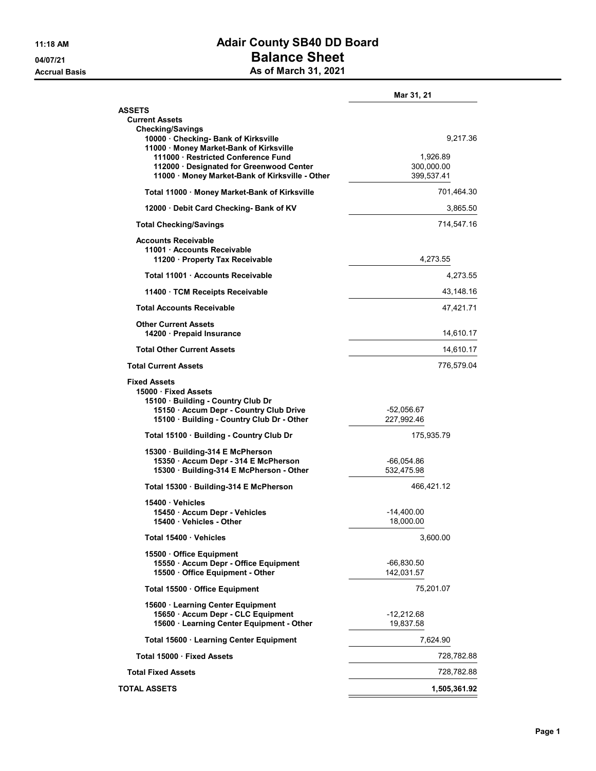# Adair County SB40 DD Board

## Balance Sheet

### As of March 31, 2021

11:18 AM
04/07/21
Accrual Basis

| | | Mar 31, 21 |
|---|---|---|
| **ASSETS** | | |
| **Current Assets** | | |
| **Checking/Savings** | | |
| 10000 · Checking- Bank of Kirksville | | 9,217.36 |
| 11000 · Money Market-Bank of Kirksville | | |
| 111000 · Restricted Conference Fund | 1,926.89 | |
| 112000 · Designated for Greenwood Center | 300,000.00 | |
| 11000 · Money Market-Bank of Kirksville - Other | 399,537.41 | |
| **Total 11000 · Money Market-Bank of Kirksville** | | 701,464.30 |
| 12000 · Debit Card Checking- Bank of KV | | 3,865.50 |
| **Total Checking/Savings** | | 714,547.16 |
| **Accounts Receivable** | | |
| 11001 · Accounts Receivable | | |
| 11200 · Property Tax Receivable | 4,273.55 | |
| **Total 11001 · Accounts Receivable** | | 4,273.55 |
| 11400 · TCM Receipts Receivable | | 43,148.16 |
| **Total Accounts Receivable** | | 47,421.71 |
| **Other Current Assets** | | |
| 14200 · Prepaid Insurance | | 14,610.17 |
| **Total Other Current Assets** | | 14,610.17 |
| **Total Current Assets** | | 776,579.04 |
| **Fixed Assets** | | |
| 15000 · Fixed Assets | | |
| 15100 · Building - Country Club Dr | | |
| 15150 · Accum Depr - Country Club Drive | -52,056.67 | |
| 15100 · Building - Country Club Dr - Other | 227,992.46 | |
| **Total 15100 · Building - Country Club Dr** | 175,935.79 | |
| 15300 · Building-314 E McPherson | | |
| 15350 · Accum Depr - 314 E McPherson | -66,054.86 | |
| 15300 · Building-314 E McPherson - Other | 532,475.98 | |
| **Total 15300 · Building-314 E McPherson** | 466,421.12 | |
| 15400 · Vehicles | | |
| 15450 · Accum Depr - Vehicles | -14,400.00 | |
| 15400 · Vehicles - Other | 18,000.00 | |
| **Total 15400 · Vehicles** | 3,600.00 | |
| 15500 · Office Equipment | | |
| 15550 · Accum Depr - Office Equipment | -66,830.50 | |
| 15500 · Office Equipment - Other | 142,031.57 | |
| **Total 15500 · Office Equipment** | 75,201.07 | |
| 15600 · Learning Center Equipment | | |
| 15650 · Accum Depr - CLC Equipment | -12,212.68 | |
| 15600 · Learning Center Equipment - Other | 19,837.58 | |
| **Total 15600 · Learning Center Equipment** | 7,624.90 | |
| **Total 15000 · Fixed Assets** | | 728,782.88 |
| **Total Fixed Assets** | | 728,782.88 |
| **TOTAL ASSETS** | | **1,505,361.92** |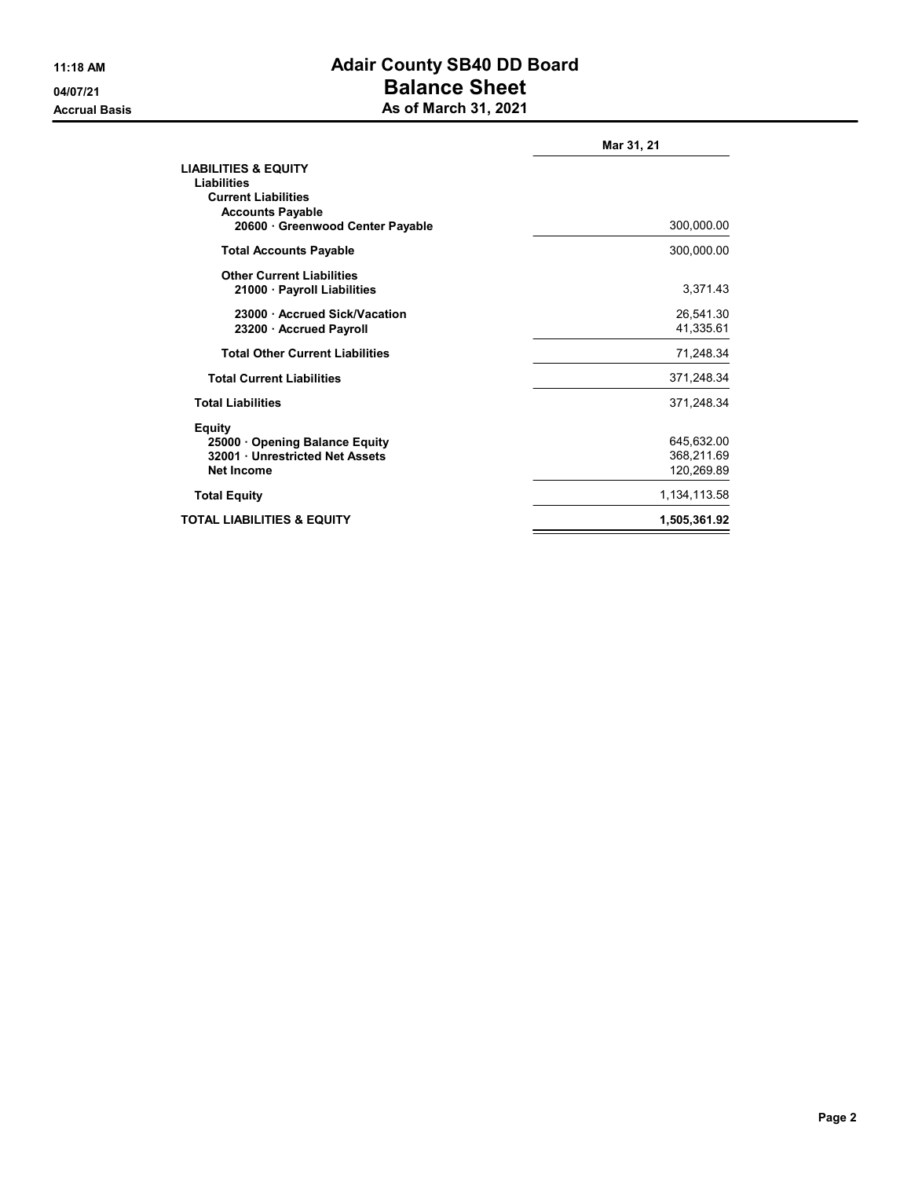# Adair County SB40 DD Board
## Balance Sheet
### As of March 31, 2021

11:18 AM
04/07/21
Accrual Basis

| | Mar 31, 21 |
|---|---|
| **LIABILITIES & EQUITY** | |
| **Liabilities** | |
| **Current Liabilities** | |
| **Accounts Payable** | |
| **20600 · Greenwood Center Payable** | 300,000.00 |
| **Total Accounts Payable** | 300,000.00 |
| **Other Current Liabilities** | |
| **21000 · Payroll Liabilities** | 3,371.43 |
| **23000 · Accrued Sick/Vacation** | 26,541.30 |
| **23200 · Accrued Payroll** | 41,335.61 |
| **Total Other Current Liabilities** | 71,248.34 |
| **Total Current Liabilities** | 371,248.34 |
| **Total Liabilities** | 371,248.34 |
| **Equity** | |
| **25000 · Opening Balance Equity** | 645,632.00 |
| **32001 · Unrestricted Net Assets** | 368,211.69 |
| **Net Income** | 120,269.89 |
| **Total Equity** | 1,134,113.58 |
| **TOTAL LIABILITIES & EQUITY** | **1,505,361.92** |